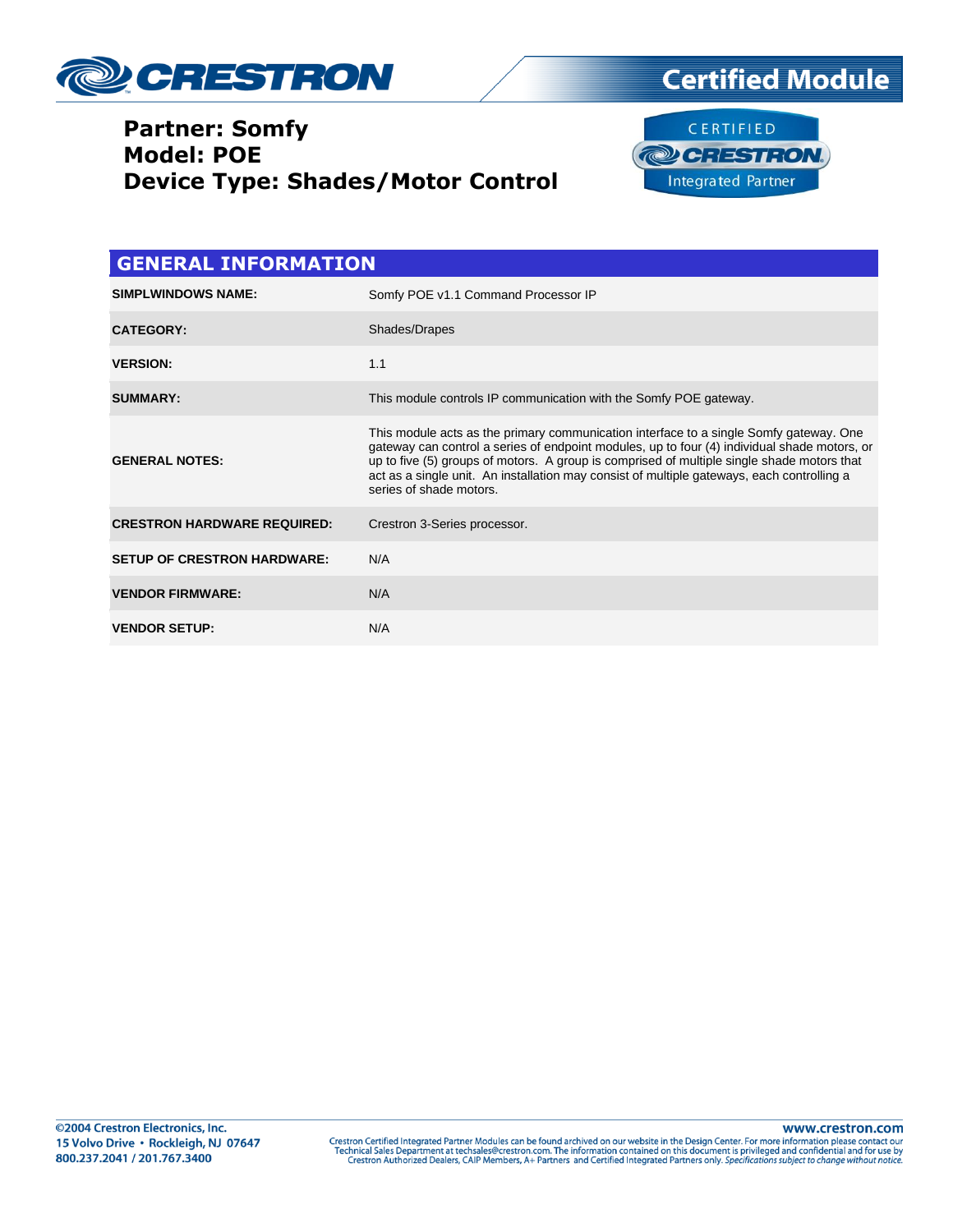# Certified Module

**Partner: Somfy**
**Model: POE**
**Device Type: Shades/Motor Control**

CERTIFIED CRESTRON Integrated Partner

## GENERAL INFORMATION

| | |
|---|---|
| **SIMPLWINDOWS NAME:** | Somfy POE v1.1 Command Processor IP |
| **CATEGORY:** | Shades/Drapes |
| **VERSION:** | 1.1 |
| **SUMMARY:** | This module controls IP communication with the Somfy POE gateway. |
| **GENERAL NOTES:** | This module acts as the primary communication interface to a single Somfy gateway. One gateway can control a series of endpoint modules, up to four (4) individual shade motors, or up to five (5) groups of motors. A group is comprised of multiple single shade motors that act as a single unit. An installation may consist of multiple gateways, each controlling a series of shade motors. |
| **CRESTRON HARDWARE REQUIRED:** | Crestron 3-Series processor. |
| **SETUP OF CRESTRON HARDWARE:** | N/A |
| **VENDOR FIRMWARE:** | N/A |
| **VENDOR SETUP:** | N/A |

©2004 Crestron Electronics, Inc.
15 Volvo Drive • Rockleigh, NJ 07647
800.237.2041 / 201.767.3400

www.crestron.com
Crestron Certified Integrated Partner Modules can be found archived on our website in the Design Center. For more information please contact our Technical Sales Department at techsales@crestron.com. The information contained on this document is privileged and confidential and for use by Crestron Authorized Dealers, CAIP Members, A+ Partners and Certified Integrated Partners only. *Specifications subject to change without notice.*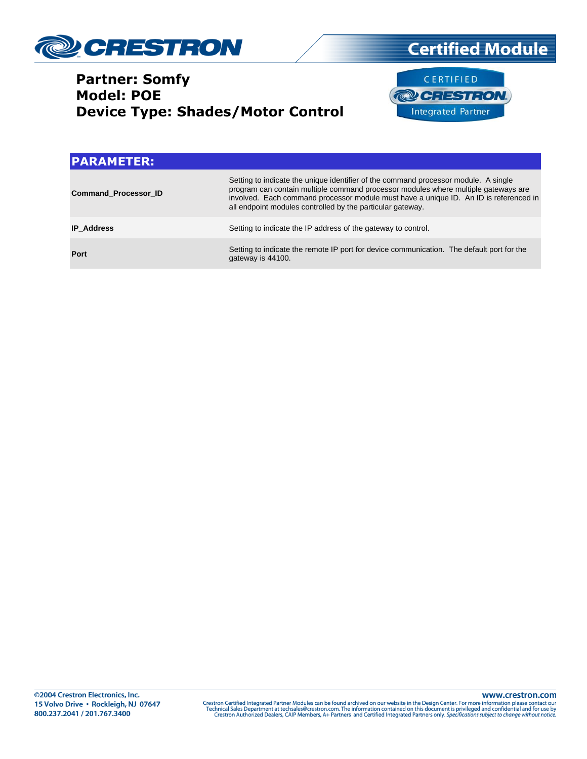**Partner: Somfy**
**Model: POE**
**Device Type: Shades/Motor Control**

## PARAMETER:

| | |
|---|---|
| **Command_Processor_ID** | Setting to indicate the unique identifier of the command processor module. A single program can contain multiple command processor modules where multiple gateways are involved. Each command processor module must have a unique ID. An ID is referenced in all endpoint modules controlled by the particular gateway. |
| **IP_Address** | Setting to indicate the IP address of the gateway to control. |
| **Port** | Setting to indicate the remote IP port for device communication. The default port for the gateway is 44100. |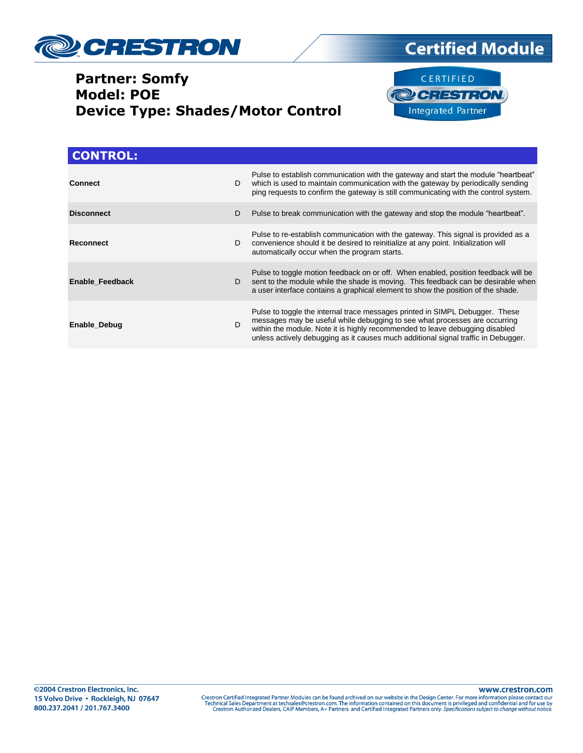**Partner: Somfy**
**Model: POE**
**Device Type: Shades/Motor Control**

## CONTROL:

| | | |
|---|---|---|
| **Connect** | D | Pulse to establish communication with the gateway and start the module "heartbeat" which is used to maintain communication with the gateway by periodically sending ping requests to confirm the gateway is still communicating with the control system. |
| **Disconnect** | D | Pulse to break communication with the gateway and stop the module "heartbeat". |
| **Reconnect** | D | Pulse to re-establish communication with the gateway. This signal is provided as a convenience should it be desired to reinitialize at any point. Initialization will automatically occur when the program starts. |
| **Enable_Feedback** | D | Pulse to toggle motion feedback on or off. When enabled, position feedback will be sent to the module while the shade is moving. This feedback can be desirable when a user interface contains a graphical element to show the position of the shade. |
| **Enable_Debug** | D | Pulse to toggle the internal trace messages printed in SIMPL Debugger. These messages may be useful while debugging to see what processes are occurring within the module. Note it is highly recommended to leave debugging disabled unless actively debugging as it causes much additional signal traffic in Debugger. |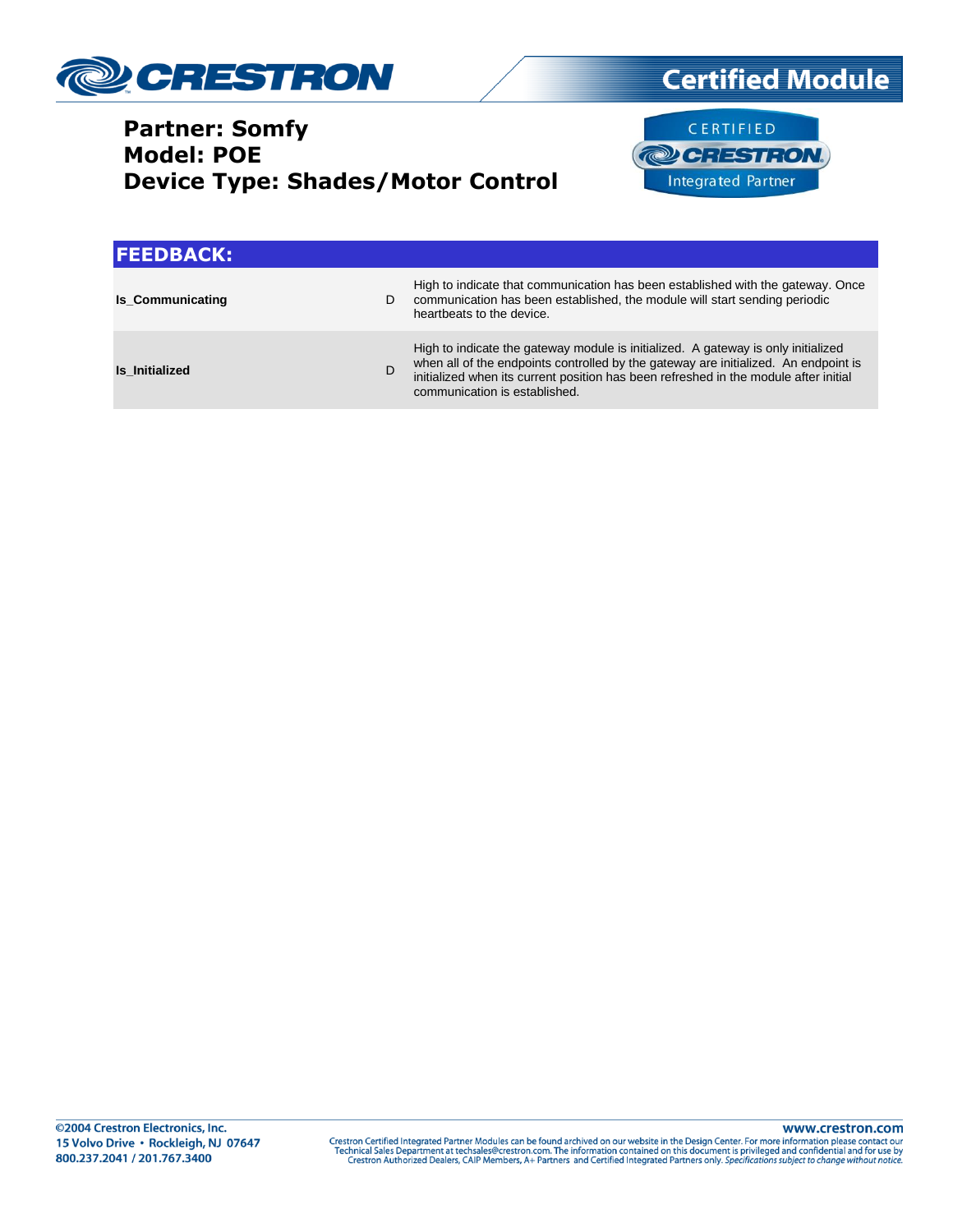**Partner: Somfy**
**Model: POE**
**Device Type: Shades/Motor Control**

## FEEDBACK:

| | | |
|---|---|---|
| **Is_Communicating** | D | High to indicate that communication has been established with the gateway. Once communication has been established, the module will start sending periodic heartbeats to the device. |
| **Is_Initialized** | D | High to indicate the gateway module is initialized. A gateway is only initialized when all of the endpoints controlled by the gateway are initialized. An endpoint is initialized when its current position has been refreshed in the module after initial communication is established. |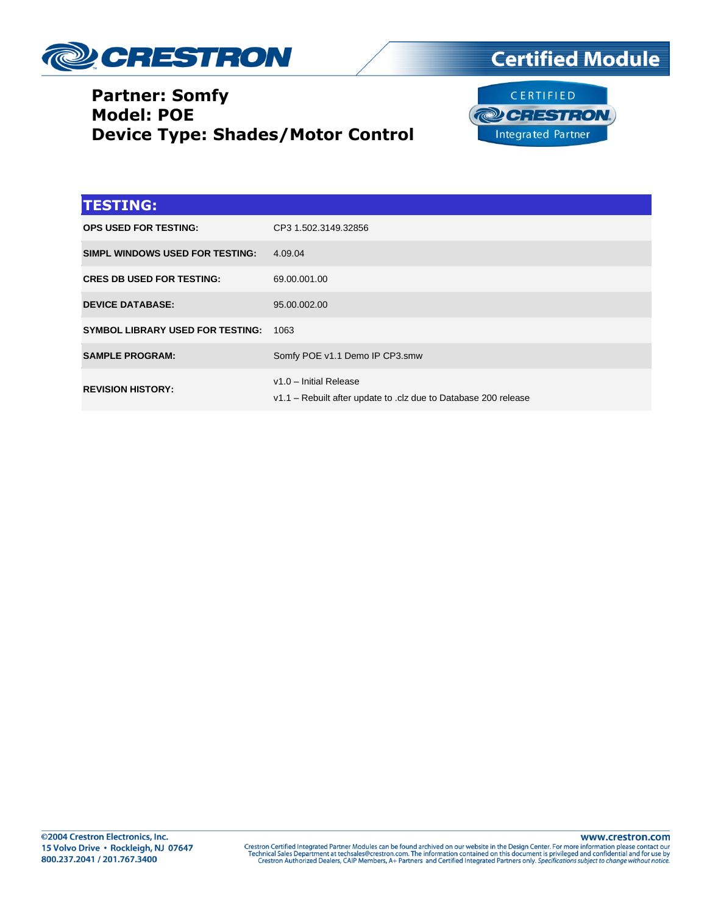**Partner: Somfy**
**Model: POE**
**Device Type: Shades/Motor Control**

## TESTING:

| | |
|---|---|
| **OPS USED FOR TESTING:** | CP3 1.502.3149.32856 |
| **SIMPL WINDOWS USED FOR TESTING:** | 4.09.04 |
| **CRES DB USED FOR TESTING:** | 69.00.001.00 |
| **DEVICE DATABASE:** | 95.00.002.00 |
| **SYMBOL LIBRARY USED FOR TESTING:** | 1063 |
| **SAMPLE PROGRAM:** | Somfy POE v1.1 Demo IP CP3.smw |
| **REVISION HISTORY:** | v1.0 – Initial Release<br>v1.1 – Rebuilt after update to .clz due to Database 200 release |